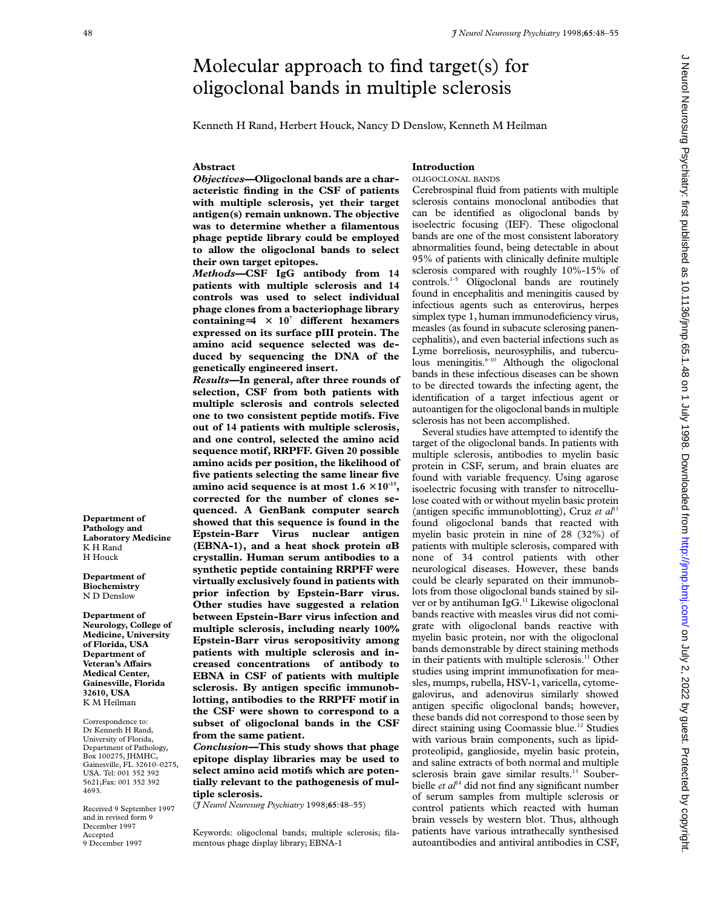# Molecular approach to find target(s) for oligoclonal bands in multiple sclerosis

Kenneth H Rand, Herbert Houck, Nancy D Denslow, Kenneth M Heilman

## Abstract

***Objectives*—Oligoclonal bands are a characteristic finding in the CSF of patients with multiple sclerosis, yet their target antigen(s) remain unknown. The objective was to determine whether a filamentous phage peptide library could be employed to allow the oligoclonal bands to select their own target epitopes.**

***Methods*—CSF IgG antibody from 14 patients with multiple sclerosis and 14 controls was used to select individual phage clones from a bacteriophage library containing≈4 × 10$^7$ different hexamers expressed on its surface pIII protein. The amino acid sequence selected was deduced by sequencing the DNA of the genetically engineered insert.**

***Results*—In general, after three rounds of selection, CSF from both patients with multiple sclerosis and controls selected one to two consistent peptide motifs. Five out of 14 patients with multiple sclerosis, and one control, selected the amino acid sequence motif, RRPFF. Given 20 possible amino acids per position, the likelihood of five patients selecting the same linear five amino acid sequence is at most 1.6 ×10$^{-13}$, corrected for the number of clones sequenced. A GenBank computer search showed that this sequence is found in the Epstein-Barr Virus nuclear antigen (EBNA-1), and a heat shock protein αB crystallin. Human serum antibodies to a synthetic peptide containing RRPFF were virtually exclusively found in patients with prior infection by Epstein-Barr virus. Other studies have suggested a relation between Epstein-Barr virus infection and multiple sclerosis, including nearly 100% Epstein-Barr virus seropositivity among patients with multiple sclerosis and increased concentrations of antibody to EBNA in CSF of patients with multiple sclerosis. By antigen specific immunoblotting, antibodies to the RRPFF motif in the CSF were shown to correspond to a subset of oligoclonal bands in the CSF from the same patient.**

***Conclusion*—This study shows that phage epitope display libraries may be used to select amino acid motifs which are potentially relevant to the pathogenesis of multiple sclerosis.**

(*J Neurol Neurosurg Psychiatry* 1998;**65**:48–55)

Keywords: oligoclonal bands; multiple sclerosis; filamentous phage display library; EBNA-1

**Department of Pathology and Laboratory Medicine**
K H Rand
H Houck

**Department of Biochemistry**
N D Denslow

**Department of Neurology, College of Medicine, University of Florida, USA**
**Department of Veteran's Affairs Medical Center, Gainesville, Florida 32610, USA**
K M Heilman

Correspondence to: Dr Kenneth H Rand, University of Florida, Department of Pathology, Box 100275, JHMHC, Gainesville, FL 32610–0275, USA. Tel: 001 352 392 5621;Fax: 001 352 392 4693.

Received 9 September 1997 and in revised form 9 December 1997
Accepted 9 December 1997

## Introduction

### OLIGOCLONAL BANDS

Cerebrospinal fluid from patients with multiple sclerosis contains monoclonal antibodies that can be identified as oligoclonal bands by isoelectric focusing (IEF). These oligoclonal bands are one of the most consistent laboratory abnormalities found, being detectable in about 95% of patients with clinically definite multiple sclerosis compared with roughly 10%-15% of controls.[1–5] Oligoclonal bands are routinely found in encephalitis and meningitis caused by infectious agents such as enterovirus, herpes simplex type 1, human immunodeficiency virus, measles (as found in subacute sclerosing panencephalitis), and even bacterial infections such as Lyme borreliosis, neurosyphilis, and tuberculous meningitis.[6–10] Although the oligoclonal bands in these infectious diseases can be shown to be directed towards the infecting agent, the identification of a target infectious agent or autoantigen for the oligoclonal bands in multiple sclerosis has not been accomplished.

Several studies have attempted to identify the target of the oligoclonal bands. In patients with multiple sclerosis, antibodies to myelin basic protein in CSF, serum, and brain eluates are found with variable frequency. Using agarose isoelectric focusing with transfer to nitrocellulose coated with or without myelin basic protein (antigen specific immunoblotting), Cruz *et al*[11] found oligoclonal bands that reacted with myelin basic protein in nine of 28 (32%) of patients with multiple sclerosis, compared with none of 34 control patients with other neurological diseases. However, these bands could be clearly separated on their immunoblots from those oligoclonal bands stained by silver or by antihuman IgG.[11] Likewise oligoclonal bands reactive with measles virus did not comigrate with oligoclonal bands reactive with myelin basic protein, nor with the oligoclonal bands demonstrable by direct staining methods in their patients with multiple sclerosis.[11] Other studies using imprint immunofixation for measles, mumps, rubella, HSV-1, varicella, cytomegalovirus, and adenovirus similarly showed antigen specific oligoclonal bands; however, these bands did not correspond to those seen by direct staining using Coomassie blue.[12] Studies with various brain components, such as lipid-proteolipid, ganglioside, myelin basic protein, and saline extracts of both normal and multiple sclerosis brain gave similar results.[13] Souberbielle *et al*[14] did not find any significant number of serum samples from multiple sclerosis or control patients which reacted with human brain vessels by western blot. Thus, although patients have various intrathecally synthesised autoantibodies and antiviral antibodies in CSF,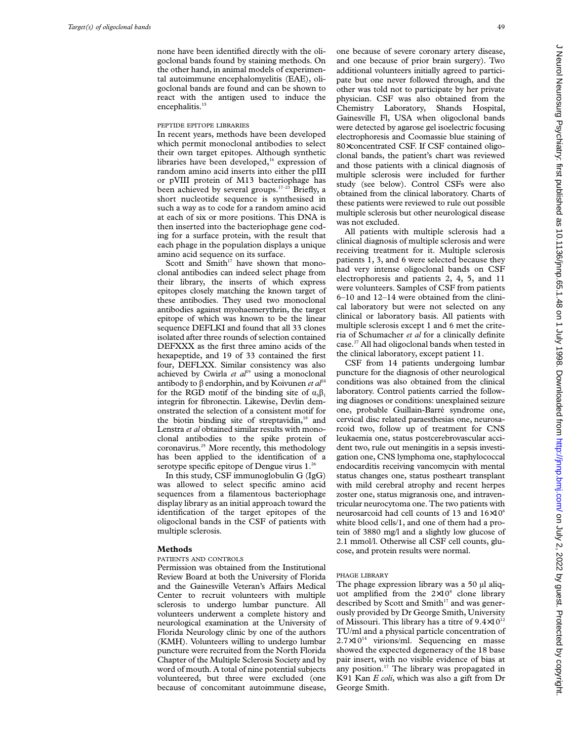none have been identified directly with the oligoclonal bands found by staining methods. On the other hand, in animal models of experimental autoimmune encephalomyelitis (EAE), oligoclonal bands are found and can be shown to react with the antigen used to induce the encephalitis.[15]

### PEPTIDE EPITOPE LIBRARIES

In recent years, methods have been developed which permit monoclonal antibodies to select their own target epitopes. Although synthetic libraries have been developed,[16] expression of random amino acid inserts into either the pIII or pVIII protein of M13 bacteriophage has been achieved by several groups.[17–23] Briefly, a short nucleotide sequence is synthesised in such a way as to code for a random amino acid at each of six or more positions. This DNA is then inserted into the bacteriophage gene coding for a surface protein, with the result that each phage in the population displays a unique amino acid sequence on its surface.

Scott and Smith[17] have shown that monoclonal antibodies can indeed select phage from their library, the inserts of which express epitopes closely matching the known target of these antibodies. They used two monoclonal antibodies against myohaemerythrin, the target epitope of which was known to be the linear sequence DEFLKI and found that all 33 clones isolated after three rounds of selection contained DEFXXX as the first three amino acids of the hexapeptide, and 19 of 33 contained the first four, DEFLXX. Similar consistency was also achieved by Cwirla *et al*[19] using a monoclonal antibody to β endorphin, and by Koivunen *et al*[24] for the RGD motif of the binding site of $\alpha_5\beta_1$ integrin for fibronectin. Likewise, Devlin demonstrated the selection of a consistent motif for the biotin binding site of streptavidin,[18] and Lenstra *et al* obtained similar results with monoclonal antibodies to the spike protein of coronavirus.[25] More recently, this methodology has been applied to the identification of a serotype specific epitope of Dengue virus 1.[26]

In this study, CSF immunoglobulin G (IgG) was allowed to select specific amino acid sequences from a filamentous bacteriophage display library as an initial approach toward the identification of the target epitopes of the oligoclonal bands in the CSF of patients with multiple sclerosis.

## Methods

### PATIENTS AND CONTROLS

Permission was obtained from the Institutional Review Board at both the University of Florida and the Gainesville Veteran's Affairs Medical Center to recruit volunteers with multiple sclerosis to undergo lumbar puncture. All volunteers underwent a complete history and neurological examination at the University of Florida Neurology clinic by one of the authors (KMH). Volunteers willing to undergo lumbar puncture were recruited from the North Florida Chapter of the Multiple Sclerosis Society and by word of mouth. A total of nine potential subjects volunteered, but three were excluded (one because of concomitant autoimmune disease, one because of severe coronary artery disease, and one because of prior brain surgery). Two additional volunteers initially agreed to participate but one never followed through, and the other was told not to participate by her private physician. CSF was also obtained from the Chemistry Laboratory, Shands Hospital, Gainesville Fl, USA when oligoclonal bands were detected by agarose gel isoelectric focusing electrophoresis and Coomassie blue staining of 80× concentrated CSF. If CSF contained oligoclonal bands, the patient's chart was reviewed and those patients with a clinical diagnosis of multiple sclerosis were included for further study (see below). Control CSFs were also obtained from the clinical laboratory. Charts of these patients were reviewed to rule out possible multiple sclerosis but other neurological disease was not excluded.

All patients with multiple sclerosis had a clinical diagnosis of multiple sclerosis and were receiving treatment for it. Multiple sclerosis patients 1, 3, and 6 were selected because they had very intense oligoclonal bands on CSF electrophoresis and patients 2, 4, 5, and 11 were volunteers. Samples of CSF from patients 6–10 and 12–14 were obtained from the clinical laboratory but were not selected on any clinical or laboratory basis. All patients with multiple sclerosis except 1 and 6 met the criteria of Schumacher *et al* for a clinically definite case.[27] All had oligoclonal bands when tested in the clinical laboratory, except patient 11.

CSF from 14 patients undergoing lumbar puncture for the diagnosis of other neurological conditions was also obtained from the clinical laboratory. Control patients carried the following diagnoses or conditions: unexplained seizure one, probable Guillain-Barré syndrome one, cervical disc related paraesthesias one, neurosarcoid two, follow up of treatment for CNS leukaemia one, status postcerebrovascular accident two, rule out meningitis in a sepsis investigation one, CNS lymphoma one, staphylococcal endocarditis receiving vancomycin with mental status changes one, status postheart transplant with mild cerebral atrophy and recent herpes zoster one, status migranosis one, and intraventricular neurocytoma one. The two patients with neurosarcoid had cell counts of 13 and $16 \times 10^6$ white blood cells/l, and one of them had a protein of 3880 mg/l and a slightly low glucose of 2.1 mmol/l. Otherwise all CSF cell counts, glucose, and protein results were normal.

### PHAGE LIBRARY

The phage expression library was a 50 µl aliquot amplified from the $2 \times 10^8$ clone library described by Scott and Smith[17] and was generously provided by Dr George Smith, University of Missouri. This library has a titre of $9.4 \times 10^{12}$ TU/ml and a physical particle concentration of $2.7 \times 10^{14}$ virions/ml. Sequencing en masse showed the expected degeneracy of the 18 base pair insert, with no visible evidence of bias at any position.[17] The library was propagated in K91 Kan *E coli*, which was also a gift from Dr George Smith.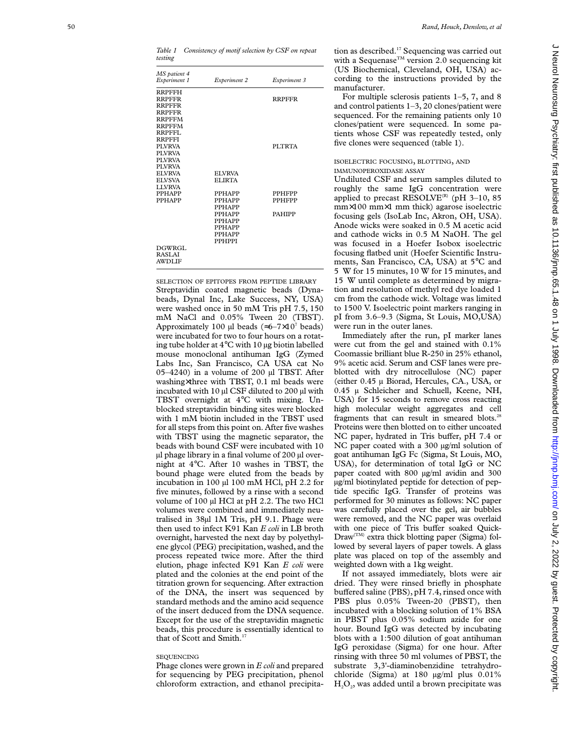*Table 1 Consistency of motif selection by CSF on repeat testing*

| MS patient 4 Experiment 1 | Experiment 2 | Experiment 3 |
|---|---|---|
| RRPFFH | | |
| RRPFFR | | RRPFFR |
| RRPFFR | | |
| RRPFFR | | |
| RRPFFM | | |
| RRPFFM | | |
| RRPFFL | | |
| RRPFFI | | |
| PLVRVA | | PLTRTA |
| PLVRVA | | |
| PLVRVA | | |
| PLVRVA | | |
| ELVRVA | ELVRVA | |
| ELVSVA | ELIRTA | |
| LLVRVA | | |
| PPHAPP | PPHAPP | PPHFPP |
| PPHAPP | PPHAPP | PPHFPP |
| | PPHAPP | |
| | PPHAPP | PAHIPP |
| | PPHAPP | |
| | PPHAPP | |
| | PPHAPP | |
| | PPHPPI | |
| DGWRGL | | |
| RASLAI | | |
| AWDLIF | | |

### SELECTION OF EPITOPES FROM PEPTIDE LIBRARY

Streptavidin coated magnetic beads (Dynabeads, Dynal Inc, Lake Success, NY, USA) were washed once in 50 mM Tris pH 7.5, 150 mM NaCl and 0.05% Tween 20 (TBST). Approximately 100 µl beads (≈6–7×10^7 beads) were incubated for two to four hours on a rotating tube holder at 4°C with 10 µg biotin labelled mouse monoclonal antihuman IgG (Zymed Labs Inc, San Francisco, CA USA cat No 05–4240) in a volume of 200 µl TBST. After washing×three with TBST, 0.1 ml beads were incubated with 10 µl CSF diluted to 200 µl with TBST overnight at 4°C with mixing. Unblocked streptavidin binding sites were blocked with 1 mM biotin included in the TBST used for all steps from this point on. After five washes with TBST using the magnetic separator, the beads with bound CSF were incubated with 10 µl phage library in a final volume of 200 µl overnight at 4°C. After 10 washes in TBST, the bound phage were eluted from the beads by incubation in 100 µl 100 mM HCl, pH 2.2 for five minutes, followed by a rinse with a second volume of 100 µl HCl at pH 2.2. The two HCl volumes were combined and immediately neutralised in 38µl 1M Tris, pH 9.1. Phage were then used to infect K91 Kan *E coli* in LB broth overnight, harvested the next day by polyethylene glycol (PEG) precipitation, washed, and the process repeated twice more. After the third elution, phage infected K91 Kan *E coli* were plated and the colonies at the end point of the titration grown for sequencing. After extraction of the DNA, the insert was sequenced by standard methods and the amino acid sequence of the insert deduced from the DNA sequence. Except for the use of the streptavidin magnetic beads, this procedure is essentially identical to that of Scott and Smith.[17]

### SEQUENCING

Phage clones were grown in *E coli* and prepared for sequencing by PEG precipitation, phenol chloroform extraction, and ethanol precipitation as described.[17] Sequencing was carried out with a Sequenase™ version 2.0 sequencing kit (US Biochemical, Cleveland, OH, USA) according to the instructions provided by the manufacturer.

For multiple sclerosis patients 1–5, 7, and 8 and control patients 1–3, 20 clones/patient were sequenced. For the remaining patients only 10 clones/patient were sequenced. In some patients whose CSF was repeatedly tested, only five clones were sequenced (table 1).

### ISOELECTRIC FOCUSING, BLOTTING, AND IMMUNOPEROXIDASE ASSAY

Undiluted CSF and serum samples diluted to roughly the same IgG concentration were applied to precast RESOLVE® (pH 3–10, 85 mm×100 mm×1 mm thick) agarose isoelectric focusing gels (IsoLab Inc, Akron, OH, USA). Anode wicks were soaked in 0.5 M acetic acid and cathode wicks in 0.5 M NaOH. The gel was focused in a Hoefer Isobox isoelectric focusing flatbed unit (Hoefer Scientific Instruments, San Francisco, CA, USA) at 5°C and 5 W for 15 minutes, 10 W for 15 minutes, and 15 W until complete as determined by migration and resolution of methyl red dye loaded 1 cm from the cathode wick. Voltage was limited to 1500 V. Isoelectric point markers ranging in pI from 3.6–9.3 (Sigma, St Louis, MO,USA) were run in the outer lanes.

Immediately after the run, pI marker lanes were cut from the gel and stained with 0.1% Coomassie brilliant blue R-250 in 25% ethanol, 9% acetic acid. Serum and CSF lanes were preblotted with dry nitrocellulose (NC) paper (either 0.45 µ Biorad, Hercules, CA., USA, or 0.45 µ Schleicher and Schuell, Keene, NH, USA) for 15 seconds to remove cross reacting high molecular weight aggregates and cell fragments that can result in smeared blots.[28] Proteins were then blotted on to either uncoated NC paper, hydrated in Tris buffer, pH 7.4 or NC paper coated with a 300 µg/ml solution of goat antihuman IgG Fc (Sigma, St Louis, MO, USA), for determination of total IgG or NC paper coated with 800 µg/ml avidin and 300 µg/ml biotinylated peptide for detection of peptide specific IgG. Transfer of proteins was performed for 30 minutes as follows: NC paper was carefully placed over the gel, air bubbles were removed, and the NC paper was overlaid with one piece of Tris buffer soaked Quick-Draw(TM) extra thick blotting paper (Sigma) followed by several layers of paper towels. A glass plate was placed on top of the assembly and weighted down with a 1kg weight.

If not assayed immediately, blots were air dried. They were rinsed briefly in phosphate buffered saline (PBS), pH 7.4, rinsed once with PBS plus 0.05% Tween-20 (PBST), then incubated with a blocking solution of 1% BSA in PBST plus 0.05% sodium azide for one hour. Bound IgG was detected by incubating blots with a 1:500 dilution of goat antihuman IgG peroxidase (Sigma) for one hour. After rinsing with three 50 ml volumes of PBST, the substrate 3,3'-diaminobenzidine tetrahydrochloride (Sigma) at 180 µg/ml plus 0.01% $H_2O_2$, was added until a brown precipitate was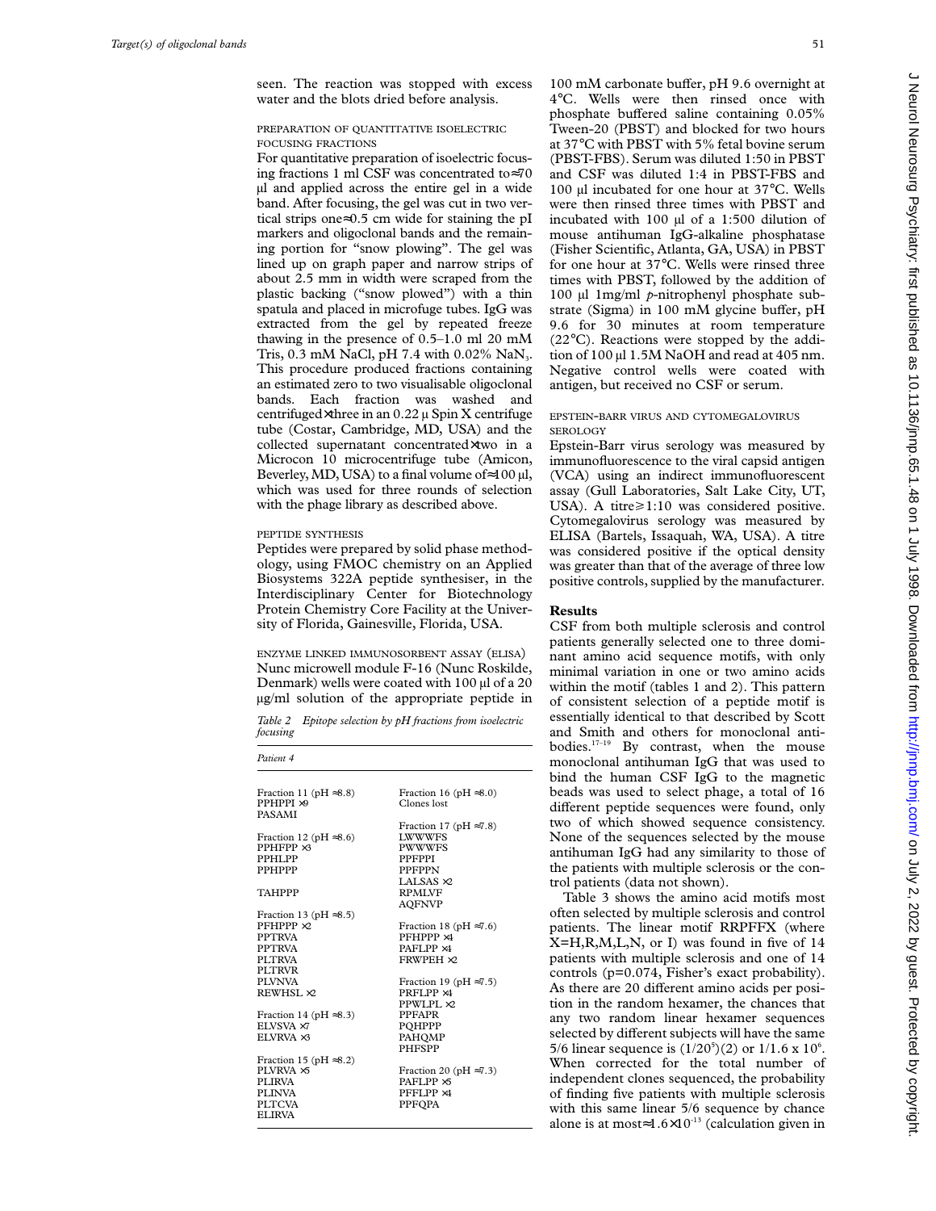seen. The reaction was stopped with excess water and the blots dried before analysis.

### PREPARATION OF QUANTITATIVE ISOELECTRIC FOCUSING FRACTIONS

For quantitative preparation of isoelectric focusing fractions 1 ml CSF was concentrated to≈70 µl and applied across the entire gel in a wide band. After focusing, the gel was cut in two vertical strips one≈0.5 cm wide for staining the pI markers and oligoclonal bands and the remaining portion for "snow plowing". The gel was lined up on graph paper and narrow strips of about 2.5 mm in width were scraped from the plastic backing ("snow plowed") with a thin spatula and placed in microfuge tubes. IgG was extracted from the gel by repeated freeze thawing in the presence of 0.5–1.0 ml 20 mM Tris, 0.3 mM NaCl, pH 7.4 with 0.02% $NaN_3$. This procedure produced fractions containing an estimated zero to two visualisable oligoclonal bands. Each fraction was washed and centrifuged×three in an 0.22 µ Spin X centrifuge tube (Costar, Cambridge, MD, USA) and the collected supernatant concentrated×two in a Microcon 10 microcentrifuge tube (Amicon, Beverley, MD, USA) to a final volume of≈100 µl, which was used for three rounds of selection with the phage library as described above.

### PEPTIDE SYNTHESIS

Peptides were prepared by solid phase methodology, using FMOC chemistry on an Applied Biosystems 322A peptide synthesiser, in the Interdisciplinary Center for Biotechnology Protein Chemistry Core Facility at the University of Florida, Gainesville, Florida, USA.

### ENZYME LINKED IMMUNOSORBENT ASSAY (ELISA)

Nunc microwell module F-16 (Nunc Roskilde, Denmark) wells were coated with 100 µl of a 20 µg/ml solution of the appropriate peptide in 100 mM carbonate buffer, pH 9.6 overnight at 4°C. Wells were then rinsed once with phosphate buffered saline containing 0.05% Tween-20 (PBST) and blocked for two hours at 37°C with PBST with 5% fetal bovine serum (PBST-FBS). Serum was diluted 1:50 in PBST and CSF was diluted 1:4 in PBST-FBS and 100 µl incubated for one hour at 37°C. Wells were then rinsed three times with PBST and incubated with 100 µl of a 1:500 dilution of mouse antihuman IgG-alkaline phosphatase (Fisher Scientific, Atlanta, GA, USA) in PBST for one hour at 37°C. Wells were rinsed three times with PBST, followed by the addition of 100 µl 1mg/ml *p*-nitrophenyl phosphate substrate (Sigma) in 100 mM glycine buffer, pH 9.6 for 30 minutes at room temperature (22°C). Reactions were stopped by the addition of 100 µl 1.5M NaOH and read at 405 nm. Negative control wells were coated with antigen, but received no CSF or serum.

### EPSTEIN-BARR VIRUS AND CYTOMEGALOVIRUS SEROLOGY

Epstein-Barr virus serology was measured by immunofluorescence to the viral capsid antigen (VCA) using an indirect immunofluorescent assay (Gull Laboratories, Salt Lake City, UT, USA). A titre≥1:10 was considered positive. Cytomegalovirus serology was measured by ELISA (Bartels, Issaquah, WA, USA). A titre was considered positive if the optical density was greater than that of the average of three low positive controls, supplied by the manufacturer.

*Table 2 Epitope selection by pH fractions from isoelectric focusing*

| Patient 4 | |
|---|---|
| Fraction 11 (pH ≈8.8) | Fraction 16 (pH ≈8.0) |
| PPHPPI ×9 | Clones lost |
| PASAMI | |
| | Fraction 17 (pH ≈7.8) |
| Fraction 12 (pH ≈8.6) | LWWWFS |
| PPHFPP ×3 | PWWWFS |
| PPHLPP | PPFPPI |
| PPHPPP | PPFPPN |
| | LALSAS ×2 |
| TAHPPP | RPMLVF |
| | AQFNVP |
| Fraction 13 (pH ≈8.5) | |
| PFHPPP ×2 | Fraction 18 (pH ≈7.6) |
| PPTRVA | PFHPPP ×4 |
| PPTRVA | PAFLPP ×4 |
| PLTRVA | FRWPEH ×2 |
| PLTRVR | |
| PLVNVA | Fraction 19 (pH ≈7.5) |
| REWHSL ×2 | PRFLPP ×4 |
| | PPWLPL ×2 |
| Fraction 14 (pH ≈8.3) | PPFAPR |
| ELVSVA ×7 | PQHPPP |
| ELVRVA ×3 | PAHQMP |
| | PHFSPP |
| Fraction 15 (pH ≈8.2) | |
| PLVRVA ×5 | Fraction 20 (pH ≈7.3) |
| PLIRVA | PAFLPP ×5 |
| PLINVA | PFFLPP ×4 |
| PLTCVA | PPFQPA |
| ELIRVA | |

## Results

CSF from both multiple sclerosis and control patients generally selected one to three dominant amino acid sequence motifs, with only minimal variation in one or two amino acids within the motif (tables 1 and 2). This pattern of consistent selection of a peptide motif is essentially identical to that described by Scott and Smith and others for monoclonal antibodies.[17–19] By contrast, when the mouse monoclonal antihuman IgG that was used to bind the human CSF IgG to the magnetic beads was used to select phage, a total of 16 different peptide sequences were found, only two of which showed sequence consistency. None of the sequences selected by the mouse antihuman IgG had any similarity to those of the patients with multiple sclerosis or the control patients (data not shown).

Table 3 shows the amino acid motifs most often selected by multiple sclerosis and control patients. The linear motif RRPFFX (where X=H,R,M,L,N, or I) was found in five of 14 patients with multiple sclerosis and one of 14 controls (p=0.074, Fisher's exact probability). As there are 20 different amino acids per position in the random hexamer, the chances that any two random linear hexamer sequences selected by different subjects will have the same 5/6 linear sequence is $(1/20^5)(2)$ or $1/1.6 \times 10^6$. When corrected for the total number of independent clones sequenced, the probability of finding five patients with multiple sclerosis with this same linear 5/6 sequence by chance alone is at most≈$1.6 \times 10^{-13}$ (calculation given in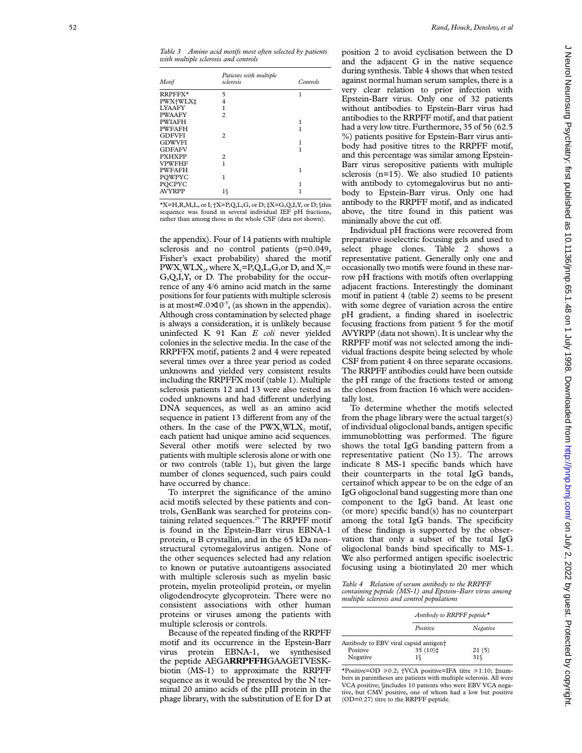*Table 3 Amino acid motifs most often selected by patients with multiple sclerosis and controls*

| Motif | Patients with multiple sclerosis | Controls |
|---|---|---|
| RRPFFX* | 5 | 1 |
| PWX†WLX‡ | 4 | |
| LYAAFY | 1 | |
| PWAAFY | 2 | |
| PWIAFH | | 1 |
| PWFAFH | | 1 |
| GDFVFI | 2 | |
| GDWVFI | | 1 |
| GDFAFV | | 1 |
| PXHXPP | 2 | |
| VPWFHF | 1 | |
| PWFAFH | | 1 |
| PQWPYC | 1 | |
| PQCPYC | | 1 |
| AVYRPP | 1§ | 1 |

*X=H,R,M,L, or I; †X=P,Q,L,G, or D; ‡X=G,Q,I,Y, or D; §this sequence was found in several individual IEF pH fractions, rather than among those in the whole CSF (data not shown).

the appendix). Four of 14 patients with multiple sclerosis and no control patients (p=0.049, Fisher's exact probability) shared the motif PW$X_1$WL$X_2$, where $X_1$=P,Q,L,G,or D, and $X_2$= G,Q,I,Y, or D. The probability for the occurrence of any 4/6 amino acid match in the same positions for four patients with multiple sclerosis is at most≈$7.0\times10^{-5}$, (as shown in the appendix). Although cross contamination by selected phage is always a consideration, it is unlikely because uninfected K 91 Kan *E coli* never yielded colonies in the selective media. In the case of the RRPFFX motif, patients 2 and 4 were repeated several times over a three year period as coded unknowns and yielded very consistent results including the RRPFFX motif (table 1). Multiple sclerosis patients 12 and 13 were also tested as coded unknowns and had different underlying DNA sequences, as well as an amino acid sequence in patient 13 different from any of the others. In the case of the PW$X_1$WL$X_2$ motif, each patient had unique amino acid sequences. Several other motifs were selected by two patients with multiple sclerosis alone or with one or two controls (table 1), but given the large number of clones sequenced, such pairs could have occurred by chance.

To interpret the significance of the amino acid motifs selected by these patients and controls, GenBank was searched for proteins containing related sequences.[29] The RRPFF motif is found in the Epstein-Barr virus EBNA-1 protein, α B crystallin, and in the 65 kDa nonstructural cytomegalovirus antigen. None of the other sequences selected had any relation to known or putative autoantigens associated with multiple sclerosis such as myelin basic protein, myelin proteolipid protein, or myelin oligodendrocyte glycoprotein. There were no consistent associations with other human proteins or viruses among the patients with multiple sclerosis or controls.

Because of the repeated finding of the RRPFF motif and its occurrence in the Epstein-Barr virus protein EBNA-1, we synthesised the peptide AEGA**RRPFFH**GAAGETVESK-biotin (MS-1) to approximate the RRPFF sequence as it would be presented by the N terminal 20 amino acids of the pIII protein in the phage library, with the substitution of E for D at position 2 to avoid cyclisation between the D and the adjacent G in the native sequence during synthesis. Table 4 shows that when tested against normal human serum samples, there is a very clear relation to prior infection with Epstein-Barr virus. Only one of 32 patients without antibodies to Epstein-Barr virus had antibodies to the RRPFF motif, and that patient had a very low titre. Furthermore, 35 of 56 (62.5 %) patients positive for Epstein-Barr virus antibody had positive titres to the RRPFF motif, and this percentage was similar among Epstein-Barr virus seropositive patients with multiple sclerosis (n=15). We also studied 10 patients with antibody to cytomegalovirus but no antibody to Epstein-Barr virus. Only one had antibody to the RRPFF motif, and as indicated above, the titre found in this patient was minimally above the cut off.

Individual pH fractions were recovered from preparative isoelectric focusing gels and used to select phage clones. Table 2 shows a representative patient. Generally only one and occasionally two motifs were found in these narrow pH fractions with motifs often overlapping adjacent fractions. Interestingly the dominant motif in patient 4 (table 2) seems to be present with some degree of variation across the entire pH gradient, a finding shared in isoelectric focusing fractions from patient 5 for the motif AVYRPP (data not shown). It is unclear why the RRPFF motif was not selected among the individual fractions despite being selected by whole CSF from patient 4 on three separate occasions. The RRPFF antibodies could have been outside the pH range of the fractions tested or among the clones from fraction 16 which were accidentally lost.

To determine whether the motifs selected from the phage library were the actual target(s) of individual oligoclonal bands, antigen specific immunoblotting was performed. The figure shows the total IgG banding pattern from a representative patient (No 13). The arrows indicate 8 MS-1 specific bands which have their counterparts in the total IgG bands, certainof which appear to be on the edge of an IgG oligoclonal band suggesting more than one component to the IgG band. At least one (or more) specific band(s) has no counterpart among the total IgG bands. The specificity of these findings is supported by the observation that only a subset of the total IgG oligoclonal bands bind specifically to MS-1. We also performed antigen specific isoelectric focusing using a biotinylated 20 mer which

*Table 4 Relation of serum antibody to the RRPFF containing peptide (MS-1) and Epstein–Barr virus among multiple sclerosis and control populations*

| | Antibody to RRPFF peptide* | |
|---|---|---|
| | Positive | Negative |
| Antibody to EBV viral capsid antigen† | | |
| Positive | 35 (10)‡ | 21 (5) |
| Negative | 1§ | 31§ |

*Positive=OD ⩾0.2; †VCA positive=IFA titre ⩾1:10; ‡numbers in parentheses are patients with multiple sclerosis. All were VCA positive; §includes 10 patients who were EBV VCA negative, but CMV positive, one of whom had a low but positive (OD=0.27) titre to the RRPFF peptide.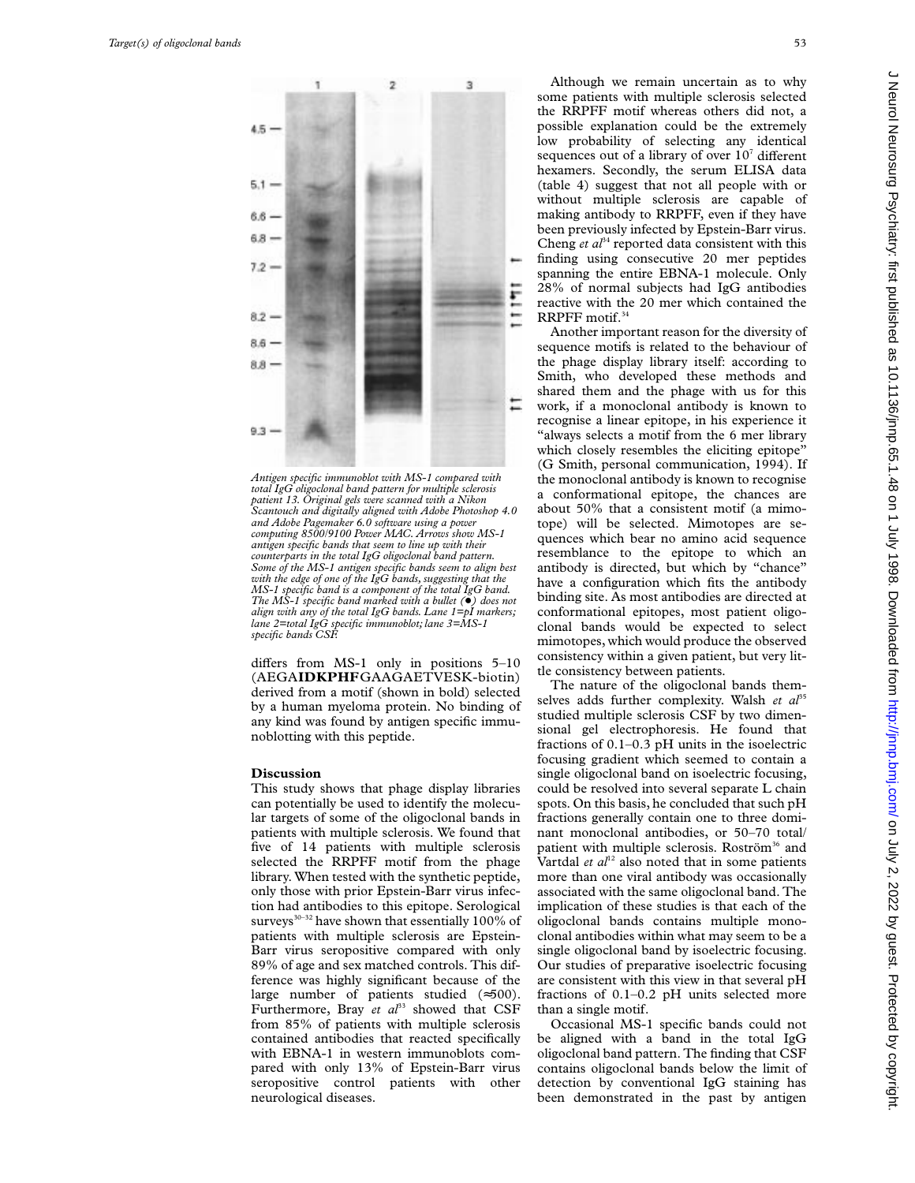*Antigen specific immunoblot with MS-1 compared with total IgG oligoclonal band pattern for multiple sclerosis patient 13. Original gels were scanned with a Nikon Scantouch and digitally aligned with Adobe Photoshop 4.0 and Adobe Pagemaker 6.0 software using a power computing 8500/9100 Power MAC. Arrows show MS-1 antigen specific bands that seem to line up with their counterparts in the total IgG oligoclonal band pattern. Some of the MS-1 antigen specific bands seem to align best with the edge of one of the IgG bands, suggesting that the MS-1 specific band is a component of the total IgG band. The MS-1 specific band marked with a bullet (●) does not align with any of the total IgG bands. Lane 1=pI markers; lane 2=total IgG specific immunoblot; lane 3=MS-1 specific bands CSF.*

differs from MS-1 only in positions 5–10 (AEGA**IDKPHF**GAAGAETVESK-biotin) derived from a motif (shown in bold) selected by a human myeloma protein. No binding of any kind was found by antigen specific immunoblotting with this peptide.

## Discussion

This study shows that phage display libraries can potentially be used to identify the molecular targets of some of the oligoclonal bands in patients with multiple sclerosis. We found that five of 14 patients with multiple sclerosis selected the RRPFF motif from the phage library. When tested with the synthetic peptide, only those with prior Epstein-Barr virus infection had antibodies to this epitope. Serological surveys[30–32] have shown that essentially 100% of patients with multiple sclerosis are Epstein-Barr virus seropositive compared with only 89% of age and sex matched controls. This difference was highly significant because of the large number of patients studied (≈500). Furthermore, Bray *et al*[33] showed that CSF from 85% of patients with multiple sclerosis contained antibodies that reacted specifically with EBNA-1 in western immunoblots compared with only 13% of Epstein-Barr virus seropositive control patients with other neurological diseases.

Although we remain uncertain as to why some patients with multiple sclerosis selected the RRPFF motif whereas others did not, a possible explanation could be the extremely low probability of selecting any identical sequences out of a library of over $10^7$ different hexamers. Secondly, the serum ELISA data (table 4) suggest that not all people with or without multiple sclerosis are capable of making antibody to RRPFF, even if they have been previously infected by Epstein-Barr virus. Cheng *et al*[34] reported data consistent with this finding using consecutive 20 mer peptides spanning the entire EBNA-1 molecule. Only 28% of normal subjects had IgG antibodies reactive with the 20 mer which contained the RRPFF motif.[34]

Another important reason for the diversity of sequence motifs is related to the behaviour of the phage display library itself: according to Smith, who developed these methods and shared them and the phage with us for this work, if a monoclonal antibody is known to recognise a linear epitope, in his experience it "always selects a motif from the 6 mer library which closely resembles the eliciting epitope" (G Smith, personal communication, 1994). If the monoclonal antibody is known to recognise a conformational epitope, the chances are about 50% that a consistent motif (a mimotope) will be selected. Mimotopes are sequences which bear no amino acid sequence resemblance to the epitope to which an antibody is directed, but which by "chance" have a configuration which fits the antibody binding site. As most antibodies are directed at conformational epitopes, most patient oligoclonal bands would be expected to select mimotopes, which would produce the observed consistency within a given patient, but very little consistency between patients.

The nature of the oligoclonal bands themselves adds further complexity. Walsh *et al*[35] studied multiple sclerosis CSF by two dimensional gel electrophoresis. He found that fractions of 0.1–0.3 pH units in the isoelectric focusing gradient which seemed to contain a single oligoclonal band on isoelectric focusing, could be resolved into several separate L chain spots. On this basis, he concluded that such pH fractions generally contain one to three dominant monoclonal antibodies, or 50–70 total/patient with multiple sclerosis. Roström[36] and Vartdal *et al*[12] also noted that in some patients more than one viral antibody was occasionally associated with the same oligoclonal band. The implication of these studies is that each of the oligoclonal bands contains multiple monoclonal antibodies within what may seem to be a single oligoclonal band by isoelectric focusing. Our studies of preparative isoelectric focusing are consistent with this view in that several pH fractions of 0.1–0.2 pH units selected more than a single motif.

Occasional MS-1 specific bands could not be aligned with a band in the total IgG oligoclonal band pattern. The finding that CSF contains oligoclonal bands below the limit of detection by conventional IgG staining has been demonstrated in the past by antigen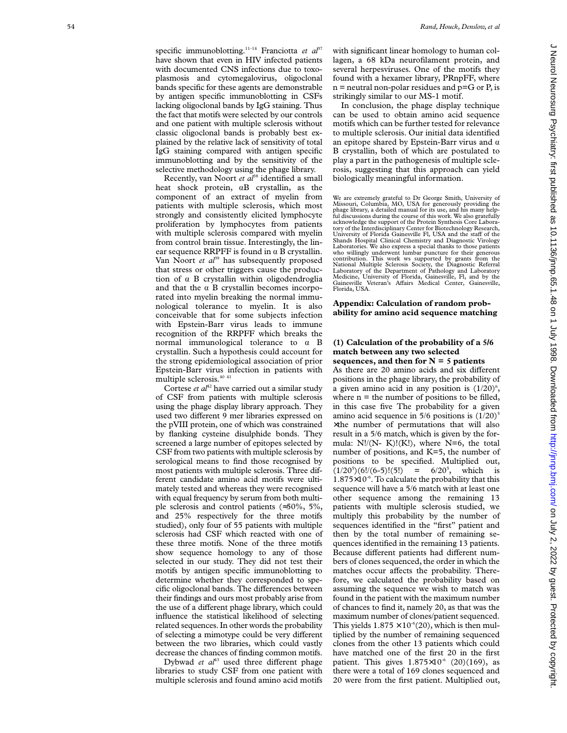specific immunoblotting.[11–14] Franciotta *et al*[37] have shown that even in HIV infected patients with documented CNS infections due to toxoplasmosis and cytomegalovirus, oligoclonal bands specific for these agents are demonstrable by antigen specific immunoblotting in CSFs lacking oligoclonal bands by IgG staining. Thus the fact that motifs were selected by our controls and one patient with multiple sclerosis without classic oligoclonal bands is probably best explained by the relative lack of sensitivity of total IgG staining compared with antigen specific immunoblotting and by the sensitivity of the selective methodology using the phage library.

Recently, van Noort *et al*[38] identified a small heat shock protein, αB crystallin, as the component of an extract of myelin from patients with multiple sclerosis, which most strongly and consistently elicited lymphocyte proliferation by lymphocytes from patients with multiple sclerosis compared with myelin from control brain tissue. Interestingly, the linear sequence RRPFF is found in α B crystallin. Van Noort *et al*[39] has subsequently proposed that stress or other triggers cause the production of α B crystallin within oligodendroglia and that the α B crystallin becomes incorporated into myelin breaking the normal immunological tolerance to myelin. It is also conceivable that for some subjects infection with Epstein-Barr virus leads to immune recognition of the RRPFF which breaks the normal immunological tolerance to α B crystallin. Such a hypothesis could account for the strong epidemiological association of prior Epstein-Barr virus infection in patients with multiple sclerosis.[40 41]

Cortese *et al*[42] have carried out a similar study of CSF from patients with multiple sclerosis using the phage display library approach. They used two different 9 mer libraries expressed on the pVIII protein, one of which was constrained by flanking cysteine disulphide bonds. They screened a large number of epitopes selected by CSF from two patients with multiple sclerosis by serological means to find those recognised by most patients with multiple sclerosis. Three different candidate amino acid motifs were ultimately tested and whereas they were recognised with equal frequency by serum from both multiple sclerosis and control patients (≈50%, 5%, and 25% respectively for the three motifs studied), only four of 55 patients with multiple sclerosis had CSF which reacted with one of these three motifs. None of the three motifs show sequence homology to any of those selected in our study. They did not test their motifs by antigen specific immunoblotting to determine whether they corresponded to specific oligoclonal bands. The differences between their findings and ours most probably arise from the use of a different phage library, which could influence the statistical likelihood of selecting related sequences. In other words the probability of selecting a mimotype could be very different between the two libraries, which could vastly decrease the chances of finding common motifs.

Dybwad *et al*[43] used three different phage libraries to study CSF from one patient with multiple sclerosis and found amino acid motifs with significant linear homology to human collagen, a 68 kDa neurofilament protein, and several herpesviruses. One of the motifs they found with a hexamer library, PRnpFF, where n = neutral non-polar residues and p=G or P, is strikingly similar to our MS-1 motif.

In conclusion, the phage display technique can be used to obtain amino acid sequence motifs which can be further tested for relevance to multiple sclerosis. Our initial data identified an epitope shared by Epstein-Barr virus and α B crystallin, both of which are postulated to play a part in the pathogenesis of multiple sclerosis, suggesting that this approach can yield biologically meaningful information.

We are extremely grateful to Dr George Smith, University of Missouri, Columbia, MO, USA for generously providing the phage library, a detailed manual for its use, and his many helpful discussions during the course of this work. We also gratefully acknowledge the support of the Protein Synthesis Core Laboratory of the Interdisciplinary Center for Biotechnology Research, University of Florida Gainesville Fl, USA and the staff of the Shands Hospital Clinical Chemistry and Diagnostic Virology Laboratories. We also express a special thanks to those patients who willingly underwent lumbar puncture for their generous contribution. This work ws supported by grants from the National Multiple Sclerosis Society, the Diagnostic Referral Laboratory of the Department of Pathology and Laboratory Medicine, University of Florida, Gainesville, Fl, and by the Gainesville Veteran's Affairs Medical Center, Gainesville, Florida, USA.

## Appendix: Calculation of random probability for amino acid sequence matching

### (1) Calculation of the probability of a 5/6 match between any two selected sequences, and then for N = 5 patients

As there are 20 amino acids and six different positions in the phage library, the probability of a given amino acid in any position is $(1/20)^n$, where n = the number of positions to be filled, in this case five The probability for a given amino acid sequence in 5/6 positions is $(1/20)^5$ ×the number of permutations that will also result in a 5/6 match, which is given by the formula: $N!/(N-K)!(K!)$, where N=6, the total number of positions, and K=5, the number of positions to be specified. Multiplied out, $(1/20^5)(6!/(6-5)!(5!) = 6/20^5$, which is $1.875\times10^{-6}$. To calculate the probability that this sequence will have a 5/6 match with at least one other sequence among the remaining 13 patients with multiple sclerosis studied, we multiply this probability by the number of sequences identified in the "first" patient and then by the total number of remaining sequences identified in the remaining 13 patients. Because different patients had different numbers of clones sequenced, the order in which the matches occur affects the probability. Therefore, we calculated the probability based on assuming the sequence we wish to match was found in the patient with the maximum number of chances to find it, namely 20, as that was the maximum number of clones/patient sequenced. This yields $1.875\times10^{-6}(20)$, which is then multiplied by the number of remaining sequenced clones from the other 13 patients which could have matched one of the first 20 in the first patient. This gives $1.875\times10^{-6}$ (20)(169), as there were a total of 169 clones sequenced and 20 were from the first patient. Multiplied out,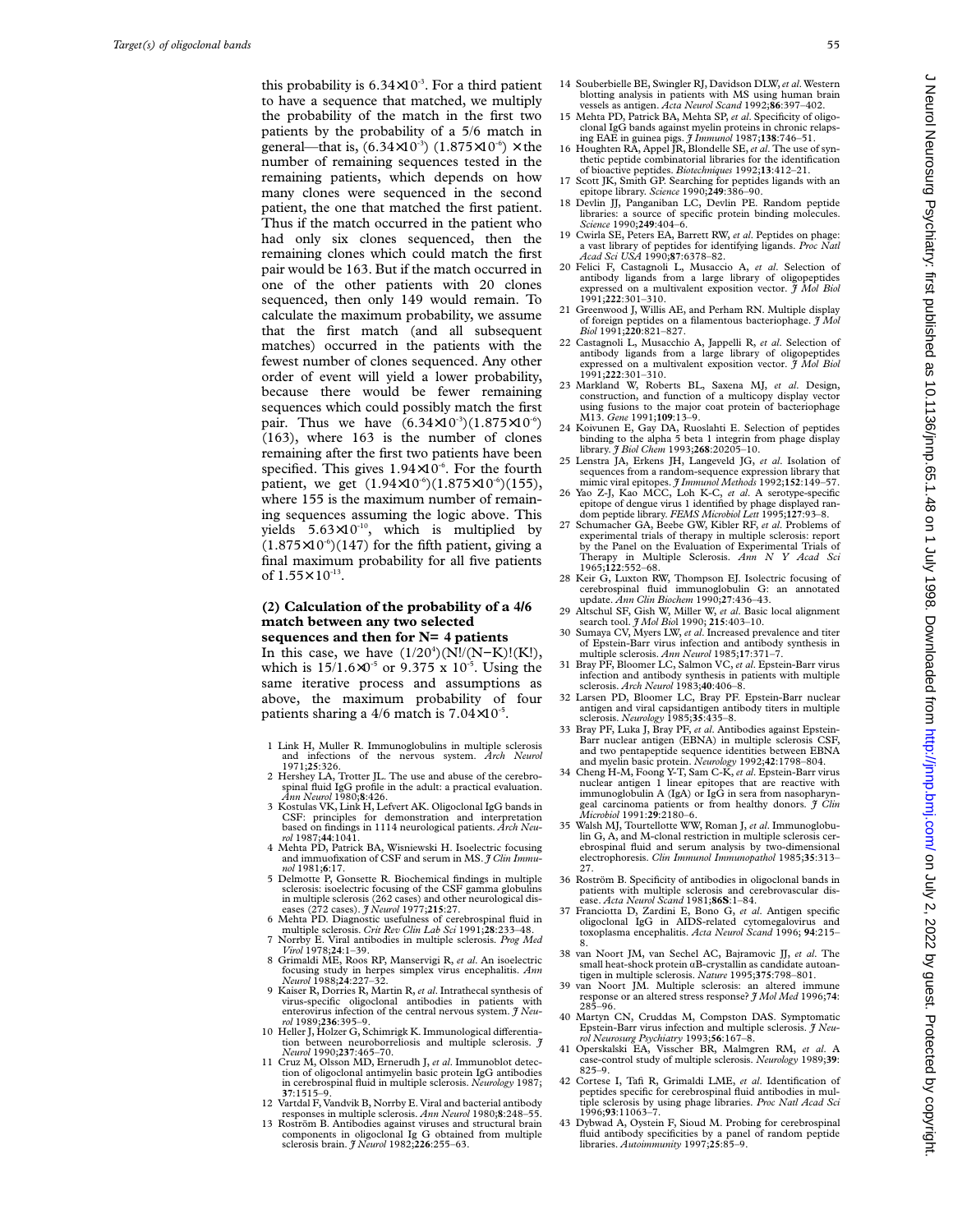this probability is $6.34 \times 10^{-3}$. For a third patient to have a sequence that matched, we multiply the probability of the match in the first two patients by the probability of a 5/6 match in general—that is, $(6.34 \times 10^{-3})$ $(1.875 \times 10^{-6})$ $\times$ the number of remaining sequences tested in the remaining patients, which depends on how many clones were sequenced in the second patient, the one that matched the first patient. Thus if the match occurred in the patient who had only six clones sequenced, then the remaining clones which could match the first pair would be 163. But if the match occurred in one of the other patients with 20 clones sequenced, then only 149 would remain. To calculate the maximum probability, we assume that the first match (and all subsequent matches) occurred in the patients with the fewest number of clones sequenced. Any other order of event will yield a lower probability, because there would be fewer remaining sequences which could possibly match the first pair. Thus we have $(6.34 \times 10^{-3})(1.875 \times 10^{-6})$ (163), where 163 is the number of clones remaining after the first two patients have been specified. This gives $1.94 \times 10^{-6}$. For the fourth patient, we get $(1.94 \times 10^{-6})(1.875 \times 10^{-6})(155)$, where 155 is the maximum number of remaining sequences assuming the logic above. This yields $5.63 \times 10^{-10}$, which is multiplied by $(1.875 \times 10^{-6})(147)$ for the fifth patient, giving a final maximum probability for all five patients of $1.55 \times 10^{-13}$.

**(2) Calculation of the probability of a 4/6 match between any two selected sequences and then for N= 4 patients**

In this case, we have $(1/20^4)(N!/(N-K)!(K!)$, which is $15/1.6 \times 10^{-5}$ or $9.375 \times 10^{-5}$. Using the same iterative process and assumptions as above, the maximum probability of four patients sharing a 4/6 match is $7.04 \times 10^{-5}$.

1. Link H, Muller R. Immunoglobulins in multiple sclerosis and infections of the nervous system. *Arch Neurol* 1971;**25**:326.
2. Hershey LA, Trotter JL. The use and abuse of the cerebrospinal fluid IgG profile in the adult: a practical evaluation. *Ann Neurol* 1980;**8**:426.
3. Kostulas VK, Link H, Lefvert AK. Oligoclonal IgG bands in CSF: principles for demonstration and interpretation based on findings in 1114 neurological patients. *Arch Neurol* 1987;**44**:1041.
4. Mehta PD, Patrick BA, Wisniewski H. Isoelectric focusing and immuofixation of CSF and serum in MS. *J Clin Immunol* 1981;**6**:17.
5. Delmotte P, Gonsette R. Biochemical findings in multiple sclerosis: isoelectric focusing of the CSF gamma globulins in multiple sclerosis (262 cases) and other neurological diseases (272 cases). *J Neurol* 1977;**215**:27.
6. Mehta PD. Diagnostic usefulness of cerebrospinal fluid in multiple sclerosis. *Crit Rev Clin Lab Sci* 1991;**28**:233–48.
7. Norrby E. Viral antibodies in multiple sclerosis. *Prog Med Virol* 1978;**24**:1–39.
8. Grimaldi ME, Roos RP, Manservigi R, *et al*. An isoelectric focusing study in herpes simplex virus encephalitis. *Ann Neurol* 1988;**24**:227–32.
9. Kaiser R, Dorries R, Martin R, *et al*. Intrathecal synthesis of virus-specific oligoclonal antibodies in patients with enterovirus infection of the central nervous system. *J Neurol* 1989;**236**:395–9.
10. Heller J, Holzer G, Schimrigk K. Immunological differentiation between neuroborreliosis and multiple sclerosis. *J Neurol* 1990;**237**:465–70.
11. Cruz M, Olsson MD, Ernerudh J, *et al*. Immunoblot detection of oligoclonal antimyelin basic protein IgG antibodies in cerebrospinal fluid in multiple sclerosis. *Neurology* 1987;**37**:1515–9.
12. Vartdal F, Vandvik B, Norrby E. Viral and bacterial antibody responses in multiple sclerosis. *Ann Neurol* 1980;**8**:248–55.
13. Roström B. Antibodies against viruses and structural brain components in oligoclonal Ig G obtained from multiple sclerosis brain. *J Neurol* 1982;**226**:255–63.
14. Souberbielle BE, Swingler RJ, Davidson DLW, *et al*. Western blotting analysis in patients with MS using human brain vessels as antigen. *Acta Neurol Scand* 1992;**86**:397–402.
15. Mehta PD, Patrick BA, Mehta SP, *et al*. Specificity of oligoclonal IgG bands against myelin proteins in chronic relapsing EAE in guinea pigs. *J Immunol* 1987;**138**:746–51.
16. Houghten RA, Appel JR, Blondelle SE, *et al*. The use of synthetic peptide combinatorial libraries for the identification of bioactive peptides. *Biotechniques* 1992;**13**:412–21.
17. Scott JK, Smith GP. Searching for peptides ligands with an epitope library. *Science* 1990;**249**:386–90.
18. Devlin JJ, Panganiban LC, Devlin PE. Random peptide libraries: a source of specific protein binding molecules. *Science* 1990;**249**:404–6.
19. Cwirla SE, Peters EA, Barrett RW, *et al*. Peptides on phage: a vast library of peptides for identifying ligands. *Proc Natl Acad Sci USA* 1990;**87**:6378–82.
20. Felici F, Castagnoli L, Musaccio A, *et al*. Selection of antibody ligands from a large library of oligopeptides expressed on a multivalent exposition vector. *J Mol Biol* 1991;**222**:301–310.
21. Greenwood J, Willis AE, and Perham RN. Multiple display of foreign peptides on a filamentous bacteriophage. *J Mol Biol* 1991;**220**:821–827.
22. Castagnoli L, Musacchio A, Jappelli R, *et al*. Selection of antibody ligands from a large library of oligopeptides expressed on a multivalent exposition vector. *J Mol Biol* 1991;**222**:301–310.
23. Markland W, Roberts BL, Saxena MJ, *et al*. Design, construction, and function of a multicopy display vector using fusions to the major coat protein of bacteriophage M13. *Gene* 1991;**109**:13–9.
24. Koivunen E, Gay DA, Ruoslahti E. Selection of peptides binding to the alpha 5 beta 1 integrin from phage display library. *J Biol Chem* 1993;**268**:20205–10.
25. Lenstra JA, Erkens JH, Langeveld JG, *et al*. Isolation of sequences from a random-sequence expression library that mimic viral epitopes. *J Immunol Methods* 1992;**152**:149–57.
26. Yao Z-J, Kao MCC, Loh K-C, *et al*. A serotype-specific epitope of dengue virus 1 identified by phage displayed random peptide library. *FEMS Microbiol Lett* 1995;**127**:93–8.
27. Schumacher GA, Beebe GW, Kibler RF, *et al*. Problems of experimental trials of therapy in multiple sclerosis: report by the Panel on the Evaluation of Experimental Trials of Therapy in Multiple Sclerosis. *Ann N Y Acad Sci* 1965;**122**:552–68.
28. Keir G, Luxton RW, Thompson EJ. Isolectric focusing of cerebrospinal fluid immunoglobulin G: an annotated update. *Ann Clin Biochem* 1990;**27**:436–43.
29. Altschul SF, Gish W, Miller W, *et al*. Basic local alignment search tool. *J Mol Biol* 1990; **215**:403–10.
30. Sumaya CV, Myers LW, *et al*. Increased prevalence and titer of Epstein-Barr virus infection and antibody synthesis in multiple sclerosis. *Ann Neurol* 1985;**17**:371–7.
31. Bray PF, Bloomer LC, Salmon VC, *et al*. Epstein-Barr virus infection and antibody synthesis in patients with multiple sclerosis. *Arch Neurol* 1983;**40**:406–8.
32. Larsen PD, Bloomer LC, Bray PF. Epstein-Barr nuclear antigen and viral capsidantigen antibody titers in multiple sclerosis. *Neurology* 1985;**35**:435–8.
33. Bray PF, Luka J, Bray PF, *et al*. Antibodies against Epstein-Barr nuclear antigen (EBNA) in multiple sclerosis CSF, and two pentapeptide sequence identities between EBNA and myelin basic protein. *Neurology* 1992;**42**:1798–804.
34. Cheng H-M, Foong Y-T, Sam C-K, *et al*. Epstein-Barr virus nuclear antigen 1 linear epitopes that are reactive with immunoglobulin A (IgA) or IgG in sera from nasopharyngeal carcinoma patients or from healthy donors. *J Clin Microbiol* 1991;**29**:2180–6.
35. Walsh MJ, Tourtellotte WW, Roman J, *et al*. Immunoglobulin G, A, and M-clonal restriction in multiple sclerosis cerebrospinal fluid and serum analysis by two-dimensional electrophoresis. *Clin Immunol Immunopathol* 1985;**35**:313–27.
36. Roström B. Specificity of antibodies in oligoclonal bands in patients with multiple sclerosis and cerebrovascular disease. *Acta Neurol Scand* 1981;**86S**:1–84.
37. Franciotta D, Zardini E, Bono G, *et al*. Antigen specific oligoclonal IgG in AIDS-related cytomegalovirus and toxoplasma encephalitis. *Acta Neurol Scand* 1996; **94**:215–8.
38. van Noort JM, van Sechel AC, Bajramovic JJ, *et al*. The small heat-shock protein αB-crystallin as candidate autoantigen in multiple sclerosis. *Nature* 1995;**375**:798–801.
39. van Noort JM. Multiple sclerosis: an altered immune response or an altered stress response? *J Mol Med* 1996;**74**:285–96.
40. Martyn CN, Cruddas M, Compston DAS. Symptomatic Epstein-Barr virus infection and multiple sclerosis. *J Neurol Neurosurg Psychiatry* 1993;**56**:167–8.
41. Operskalski EA, Visscher BR, Malmgren RM, *et al*. A case-control study of multiple sclerosis. *Neurology* 1989;**39**:825–9.
42. Cortese I, Tafi R, Grimaldi LME, *et al*. Identification of peptides specific for cerebrospinal fluid antibodies in multiple sclerosis by using phage libraries. *Proc Natl Acad Sci* 1996;**93**:11063–7.
43. Dybwad A, Oystein F, Sioud M. Probing for cerebrospinal fluid antibody specificities by a panel of random peptide libraries. *Autoimmunity* 1997;**25**:85–9.